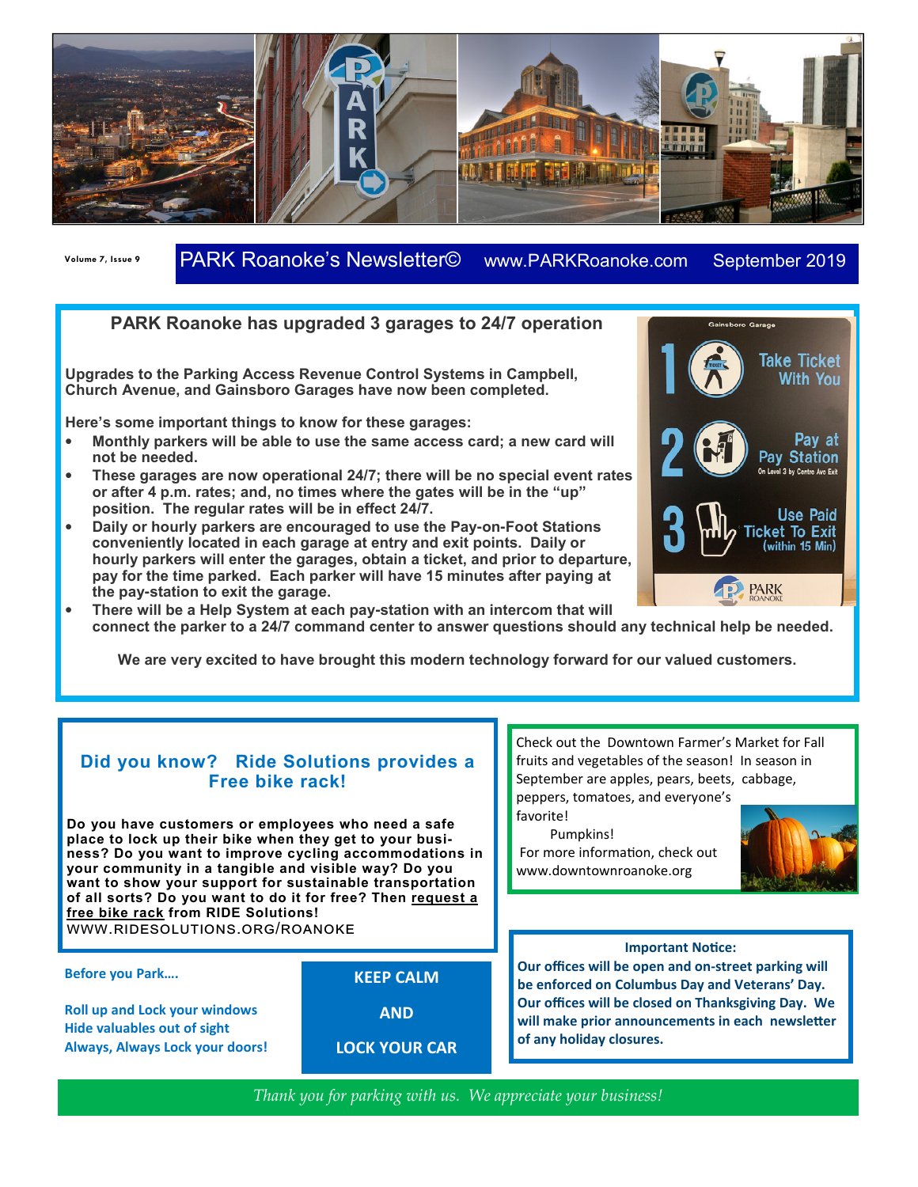Volume 7, Issue 9

PARK Roanoke's Newsletter© www.PARKRoanoke.com September 2019

## PARK Roanoke has upgraded 3 garages to 24/7 operation

**Upgrades to the Parking Access Revenue Control Systems in Campbell, Church Avenue, and Gainsboro Garages have now been completed.**

**Here's some important things to know for these garages:**

- **Monthly parkers will be able to use the same access card; a new card will not be needed.**
- **These garages are now operational 24/7; there will be no special event rates or after 4 p.m. rates; and, no times where the gates will be in the "up" position. The regular rates will be in effect 24/7.**
- **Daily or hourly parkers are encouraged to use the Pay-on-Foot Stations conveniently located in each garage at entry and exit points. Daily or hourly parkers will enter the garages, obtain a ticket, and prior to departure, pay for the time parked. Each parker will have 15 minutes after paying at the pay-station to exit the garage.**
- **There will be a Help System at each pay-station with an intercom that will connect the parker to a 24/7 command center to answer questions should any technical help be needed.**

**We are very excited to have brought this modern technology forward for our valued customers.**

Gainsboro Garage

1. Take Ticket With You
2. Pay at Pay Station — On Level 3 by Centre Ave Exit
3. Use Paid Ticket To Exit (within 15 Min)

PARK ROANOKE

## Did you know? Ride Solutions provides a Free bike rack!

**Do you have customers or employees who need a safe place to lock up their bike when they get to your business? Do you want to improve cycling accommodations in your community in a tangible and visible way? Do you want to show your support for sustainable transportation of all sorts? Do you want to do it for free? Then request a free bike rack from RIDE Solutions!**

WWW.RIDESOLUTIONS.ORG/ROANOKE

Check out the Downtown Farmer's Market for Fall fruits and vegetables of the season! In season in September are apples, pears, beets, cabbage, peppers, tomatoes, and everyone's favorite!

Pumpkins!

For more information, check out www.downtownroanoke.org

**Before you Park….**

**Roll up and Lock your windows**
**Hide valuables out of sight**
**Always, Always Lock your doors!**

**KEEP CALM**

**AND**

**LOCK YOUR CAR**

**Important Notice:**

**Our offices will be open and on-street parking will be enforced on Columbus Day and Veterans' Day. Our offices will be closed on Thanksgiving Day. We will make prior announcements in each newsletter of any holiday closures.**

*Thank you for parking with us. We appreciate your business!*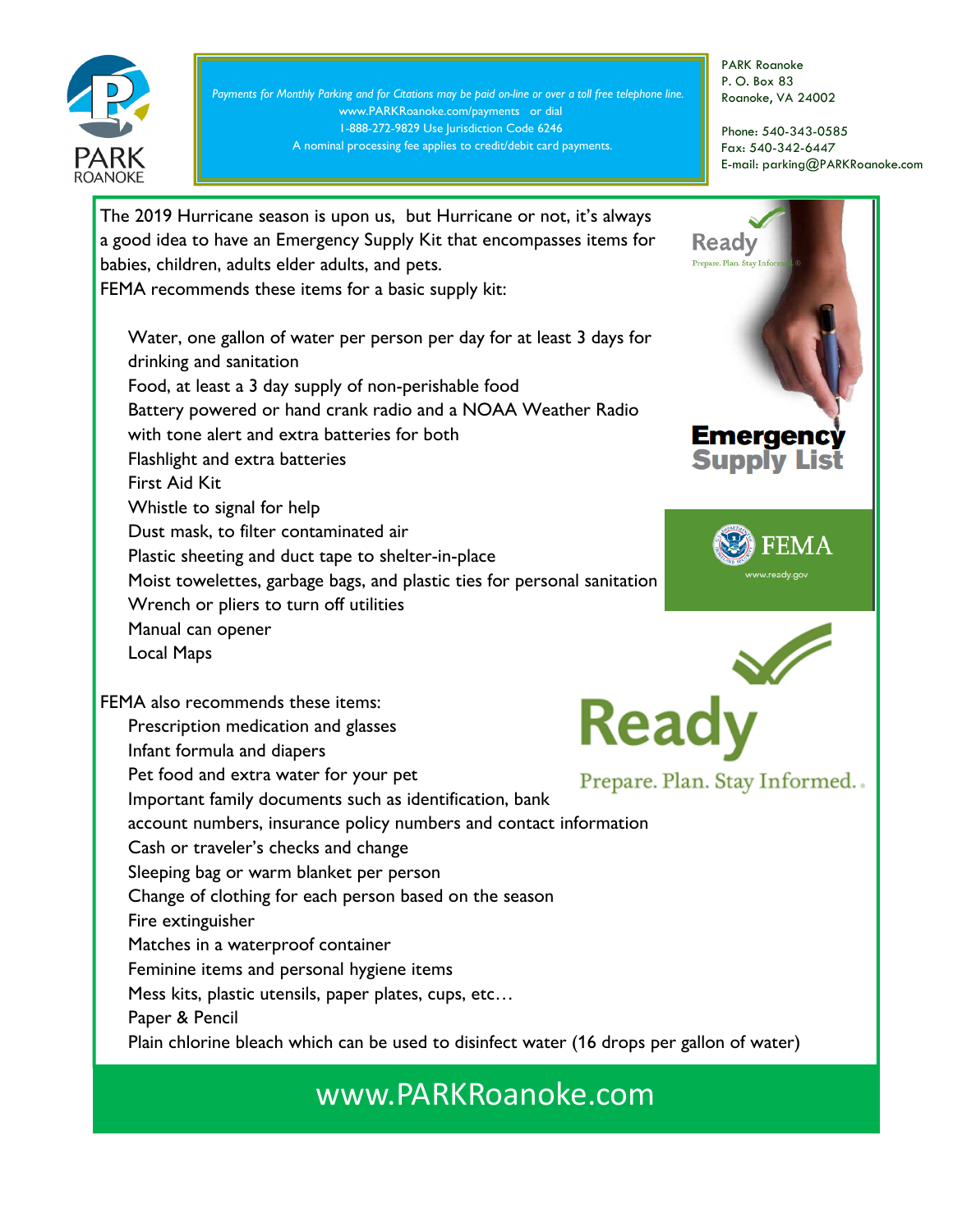PARK ROANOKE

*Payments for Monthly Parking and for Citations may be paid on-line or over a toll free telephone line.*
www.PARKRoanoke.com/payments or dial
1-888-272-9829 Use Jurisdiction Code 6246
A nominal processing fee applies to credit/debit card payments.

PARK Roanoke
P. O. Box 83
Roanoke, VA 24002

Phone: 540-343-0585
Fax: 540-342-6447
E-mail: parking@PARKRoanoke.com

The 2019 Hurricane season is upon us, but Hurricane or not, it's always a good idea to have an Emergency Supply Kit that encompasses items for babies, children, adults elder adults, and pets.
FEMA recommends these items for a basic supply kit:

- Water, one gallon of water per person per day for at least 3 days for drinking and sanitation
- Food, at least a 3 day supply of non-perishable food
- Battery powered or hand crank radio and a NOAA Weather Radio with tone alert and extra batteries for both
- Flashlight and extra batteries
- First Aid Kit
- Whistle to signal for help
- Dust mask, to filter contaminated air
- Plastic sheeting and duct tape to shelter-in-place
- Moist towelettes, garbage bags, and plastic ties for personal sanitation
- Wrench or pliers to turn off utilities
- Manual can opener
- Local Maps

Ready
Prepare. Plan. Stay Informed.®
**Emergency Supply List**
FEMA
www.ready.gov

FEMA also recommends these items:

- Prescription medication and glasses
- Infant formula and diapers
- Pet food and extra water for your pet
- Important family documents such as identification, bank account numbers, insurance policy numbers and contact information
- Cash or traveler's checks and change
- Sleeping bag or warm blanket per person
- Change of clothing for each person based on the season
- Fire extinguisher
- Matches in a waterproof container
- Feminine items and personal hygiene items
- Mess kits, plastic utensils, paper plates, cups, etc…
- Paper & Pencil
- Plain chlorine bleach which can be used to disinfect water (16 drops per gallon of water)

**Ready**
Prepare. Plan. Stay Informed.

www.PARKRoanoke.com